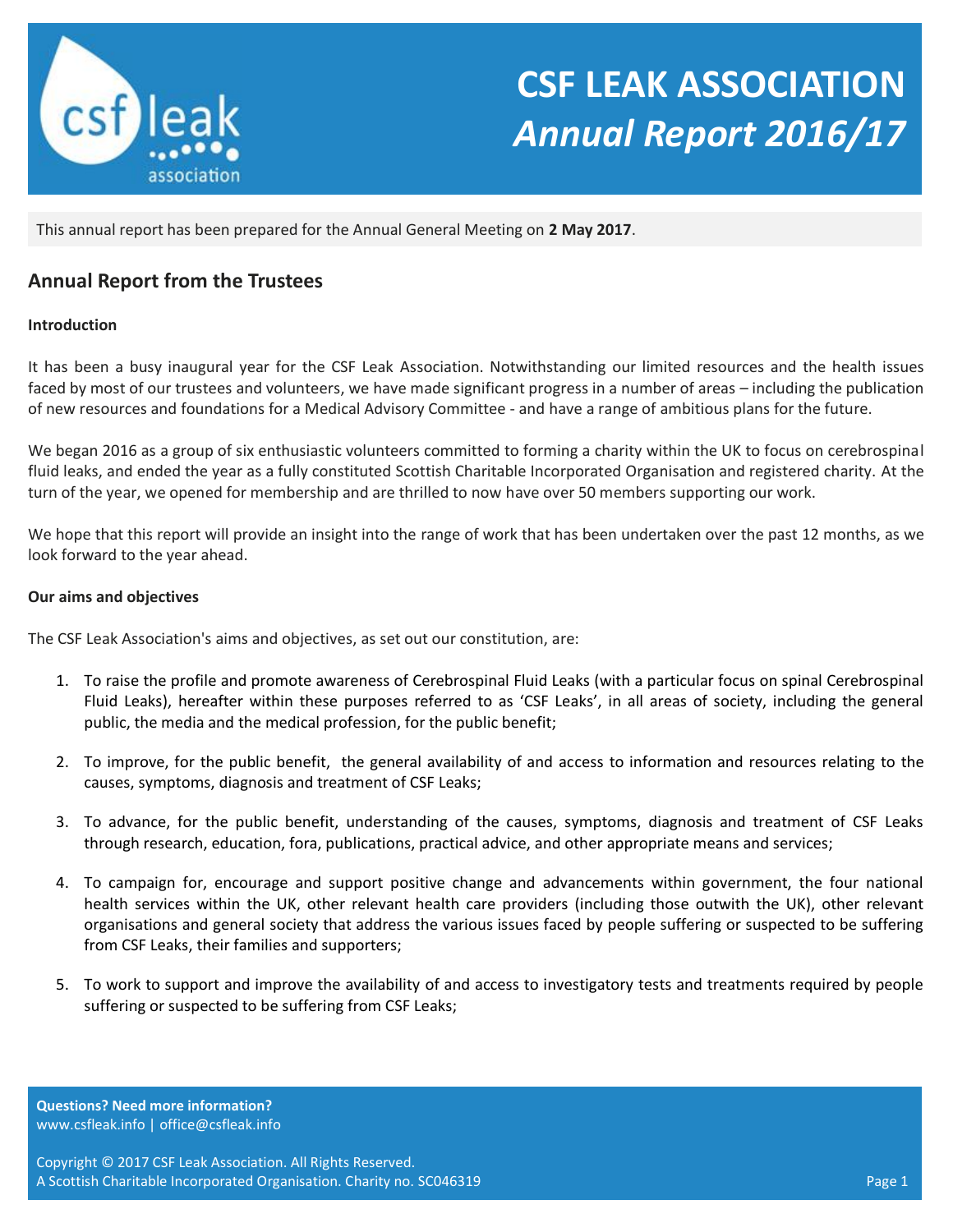# CSF LEAK ASSOCIATION

## *Annual Report 2016/17*

This annual report has been prepared for the Annual General Meeting on **2 May 2017**.

## Annual Report from the Trustees

**Introduction**

It has been a busy inaugural year for the CSF Leak Association. Notwithstanding our limited resources and the health issues faced by most of our trustees and volunteers, we have made significant progress in a number of areas – including the publication of new resources and foundations for a Medical Advisory Committee - and have a range of ambitious plans for the future.

We began 2016 as a group of six enthusiastic volunteers committed to forming a charity within the UK to focus on cerebrospinal fluid leaks, and ended the year as a fully constituted Scottish Charitable Incorporated Organisation and registered charity. At the turn of the year, we opened for membership and are thrilled to now have over 50 members supporting our work.

We hope that this report will provide an insight into the range of work that has been undertaken over the past 12 months, as we look forward to the year ahead.

**Our aims and objectives**

The CSF Leak Association's aims and objectives, as set out our constitution, are:

1. To raise the profile and promote awareness of Cerebrospinal Fluid Leaks (with a particular focus on spinal Cerebrospinal Fluid Leaks), hereafter within these purposes referred to as 'CSF Leaks', in all areas of society, including the general public, the media and the medical profession, for the public benefit;
2. To improve, for the public benefit, the general availability of and access to information and resources relating to the causes, symptoms, diagnosis and treatment of CSF Leaks;
3. To advance, for the public benefit, understanding of the causes, symptoms, diagnosis and treatment of CSF Leaks through research, education, fora, publications, practical advice, and other appropriate means and services;
4. To campaign for, encourage and support positive change and advancements within government, the four national health services within the UK, other relevant health care providers (including those outwith the UK), other relevant organisations and general society that address the various issues faced by people suffering or suspected to be suffering from CSF Leaks, their families and supporters;
5. To work to support and improve the availability of and access to investigatory tests and treatments required by people suffering or suspected to be suffering from CSF Leaks;

**Questions? Need more information?**
www.csfleak.info | office@csfleak.info

Copyright © 2017 CSF Leak Association. All Rights Reserved.
A Scottish Charitable Incorporated Organisation. Charity no. SC046319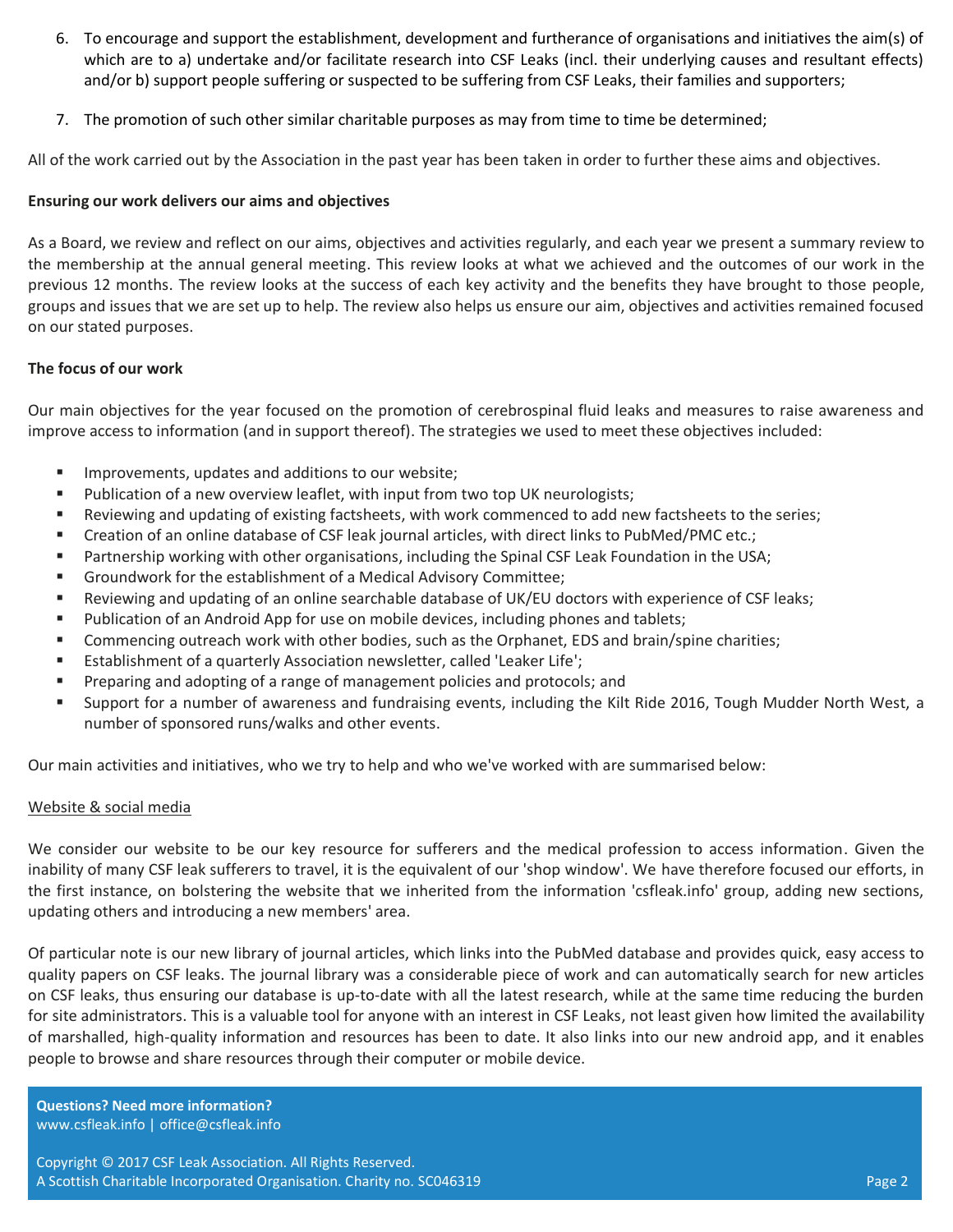6. To encourage and support the establishment, development and furtherance of organisations and initiatives the aim(s) of which are to a) undertake and/or facilitate research into CSF Leaks (incl. their underlying causes and resultant effects) and/or b) support people suffering or suspected to be suffering from CSF Leaks, their families and supporters;

7. The promotion of such other similar charitable purposes as may from time to time be determined;

All of the work carried out by the Association in the past year has been taken in order to further these aims and objectives.

**Ensuring our work delivers our aims and objectives**

As a Board, we review and reflect on our aims, objectives and activities regularly, and each year we present a summary review to the membership at the annual general meeting. This review looks at what we achieved and the outcomes of our work in the previous 12 months. The review looks at the success of each key activity and the benefits they have brought to those people, groups and issues that we are set up to help. The review also helps us ensure our aim, objectives and activities remained focused on our stated purposes.

**The focus of our work**

Our main objectives for the year focused on the promotion of cerebrospinal fluid leaks and measures to raise awareness and improve access to information (and in support thereof). The strategies we used to meet these objectives included:

- Improvements, updates and additions to our website;
- Publication of a new overview leaflet, with input from two top UK neurologists;
- Reviewing and updating of existing factsheets, with work commenced to add new factsheets to the series;
- Creation of an online database of CSF leak journal articles, with direct links to PubMed/PMC etc.;
- Partnership working with other organisations, including the Spinal CSF Leak Foundation in the USA;
- Groundwork for the establishment of a Medical Advisory Committee;
- Reviewing and updating of an online searchable database of UK/EU doctors with experience of CSF leaks;
- Publication of an Android App for use on mobile devices, including phones and tablets;
- Commencing outreach work with other bodies, such as the Orphanet, EDS and brain/spine charities;
- Establishment of a quarterly Association newsletter, called 'Leaker Life';
- Preparing and adopting of a range of management policies and protocols; and
- Support for a number of awareness and fundraising events, including the Kilt Ride 2016, Tough Mudder North West, a number of sponsored runs/walks and other events.

Our main activities and initiatives, who we try to help and who we've worked with are summarised below:

<u>Website & social media</u>

We consider our website to be our key resource for sufferers and the medical profession to access information. Given the inability of many CSF leak sufferers to travel, it is the equivalent of our 'shop window'. We have therefore focused our efforts, in the first instance, on bolstering the website that we inherited from the information 'csfleak.info' group, adding new sections, updating others and introducing a new members' area.

Of particular note is our new library of journal articles, which links into the PubMed database and provides quick, easy access to quality papers on CSF leaks. The journal library was a considerable piece of work and can automatically search for new articles on CSF leaks, thus ensuring our database is up-to-date with all the latest research, while at the same time reducing the burden for site administrators. This is a valuable tool for anyone with an interest in CSF Leaks, not least given how limited the availability of marshalled, high-quality information and resources has been to date. It also links into our new android app, and it enables people to browse and share resources through their computer or mobile device.

**Questions? Need more information?**
www.csfleak.info | office@csfleak.info

Copyright © 2017 CSF Leak Association. All Rights Reserved.
A Scottish Charitable Incorporated Organisation. Charity no. SC046319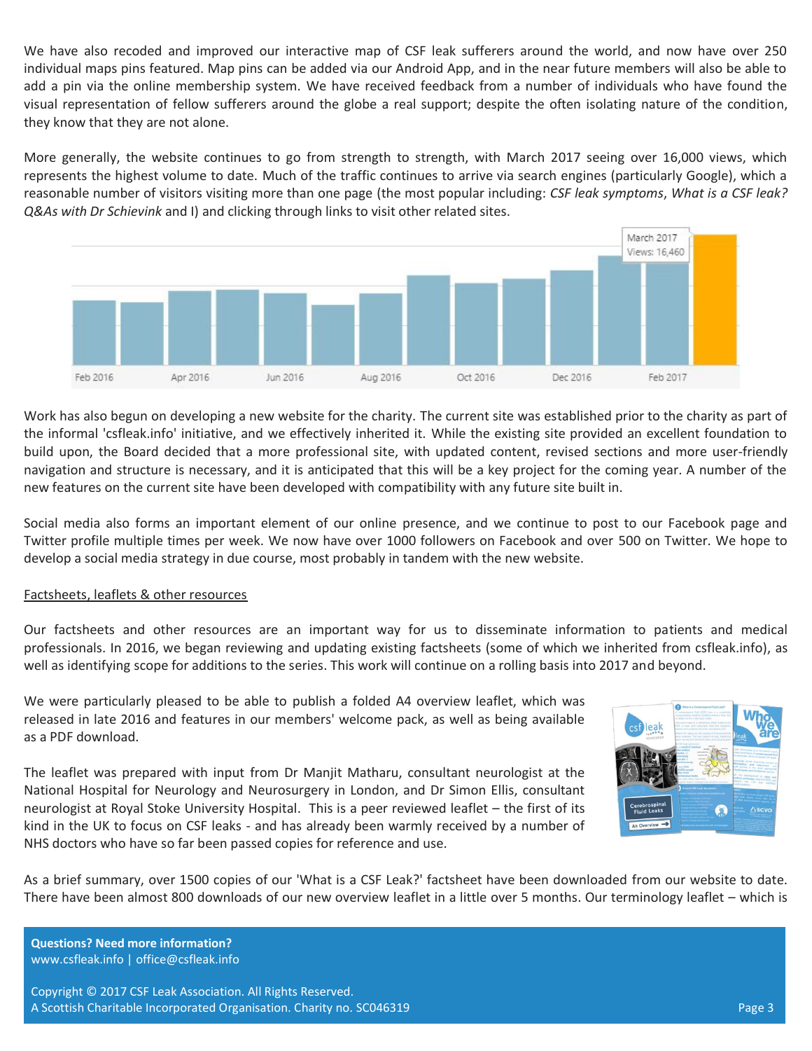We have also recoded and improved our interactive map of CSF leak sufferers around the world, and now have over 250 individual maps pins featured. Map pins can be added via our Android App, and in the near future members will also be able to add a pin via the online membership system. We have received feedback from a number of individuals who have found the visual representation of fellow sufferers around the globe a real support; despite the often isolating nature of the condition, they know that they are not alone.

More generally, the website continues to go from strength to strength, with March 2017 seeing over 16,000 views, which represents the highest volume to date. Much of the traffic continues to arrive via search engines (particularly Google), which a reasonable number of visitors visiting more than one page (the most popular including: *CSF leak symptoms*, *What is a CSF leak? Q&As with Dr Schievink* and I) and clicking through links to visit other related sites.

Work has also begun on developing a new website for the charity. The current site was established prior to the charity as part of the informal 'csfleak.info' initiative, and we effectively inherited it. While the existing site provided an excellent foundation to build upon, the Board decided that a more professional site, with updated content, revised sections and more user-friendly navigation and structure is necessary, and it is anticipated that this will be a key project for the coming year. A number of the new features on the current site have been developed with compatibility with any future site built in.

Social media also forms an important element of our online presence, and we continue to post to our Facebook page and Twitter profile multiple times per week. We now have over 1000 followers on Facebook and over 500 on Twitter. We hope to develop a social media strategy in due course, most probably in tandem with the new website.

## Factsheets, leaflets & other resources

Our factsheets and other resources are an important way for us to disseminate information to patients and medical professionals. In 2016, we began reviewing and updating existing factsheets (some of which we inherited from csfleak.info), as well as identifying scope for additions to the series. This work will continue on a rolling basis into 2017 and beyond.

We were particularly pleased to be able to publish a folded A4 overview leaflet, which was released in late 2016 and features in our members' welcome pack, as well as being available as a PDF download.

The leaflet was prepared with input from Dr Manjit Matharu, consultant neurologist at the National Hospital for Neurology and Neurosurgery in London, and Dr Simon Ellis, consultant neurologist at Royal Stoke University Hospital. This is a peer reviewed leaflet – the first of its kind in the UK to focus on CSF leaks - and has already been warmly received by a number of NHS doctors who have so far been passed copies for reference and use.

As a brief summary, over 1500 copies of our 'What is a CSF Leak?' factsheet have been downloaded from our website to date. There have been almost 800 downloads of our new overview leaflet in a little over 5 months. Our terminology leaflet – which is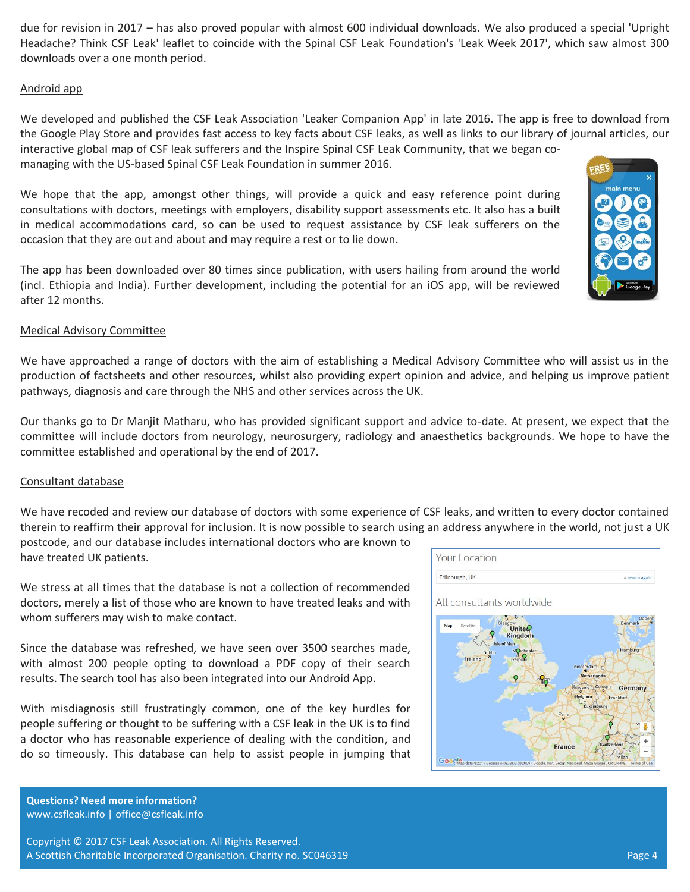due for revision in 2017 – has also proved popular with almost 600 individual downloads. We also produced a special 'Upright Headache? Think CSF Leak' leaflet to coincide with the Spinal CSF Leak Foundation's 'Leak Week 2017', which saw almost 300 downloads over a one month period.

## Android app

We developed and published the CSF Leak Association 'Leaker Companion App' in late 2016. The app is free to download from the Google Play Store and provides fast access to key facts about CSF leaks, as well as links to our library of journal articles, our interactive global map of CSF leak sufferers and the Inspire Spinal CSF Leak Community, that we began co-managing with the US-based Spinal CSF Leak Foundation in summer 2016.

We hope that the app, amongst other things, will provide a quick and easy reference point during consultations with doctors, meetings with employers, disability support assessments etc. It also has a built in medical accommodations card, so can be used to request assistance by CSF leak sufferers on the occasion that they are out and about and may require a rest or to lie down.

The app has been downloaded over 80 times since publication, with users hailing from around the world (incl. Ethiopia and India). Further development, including the potential for an iOS app, will be reviewed after 12 months.

## Medical Advisory Committee

We have approached a range of doctors with the aim of establishing a Medical Advisory Committee who will assist us in the production of factsheets and other resources, whilst also providing expert opinion and advice, and helping us improve patient pathways, diagnosis and care through the NHS and other services across the UK.

Our thanks go to Dr Manjit Matharu, who has provided significant support and advice to-date. At present, we expect that the committee will include doctors from neurology, neurosurgery, radiology and anaesthetics backgrounds. We hope to have the committee established and operational by the end of 2017.

## Consultant database

We have recoded and review our database of doctors with some experience of CSF leaks, and written to every doctor contained therein to reaffirm their approval for inclusion. It is now possible to search using an address anywhere in the world, not just a UK postcode, and our database includes international doctors who are known to have treated UK patients.

We stress at all times that the database is not a collection of recommended doctors, merely a list of those who are known to have treated leaks and with whom sufferers may wish to make contact.

Since the database was refreshed, we have seen over 3500 searches made, with almost 200 people opting to download a PDF copy of their search results. The search tool has also been integrated into our Android App.

With misdiagnosis still frustratingly common, one of the key hurdles for people suffering or thought to be suffering with a CSF leak in the UK is to find a doctor who has reasonable experience of dealing with the condition, and do so timeously. This database can help to assist people in jumping that

**Questions? Need more information?**
www.csfleak.info | office@csfleak.info

Copyright © 2017 CSF Leak Association. All Rights Reserved.
A Scottish Charitable Incorporated Organisation. Charity no. SC046319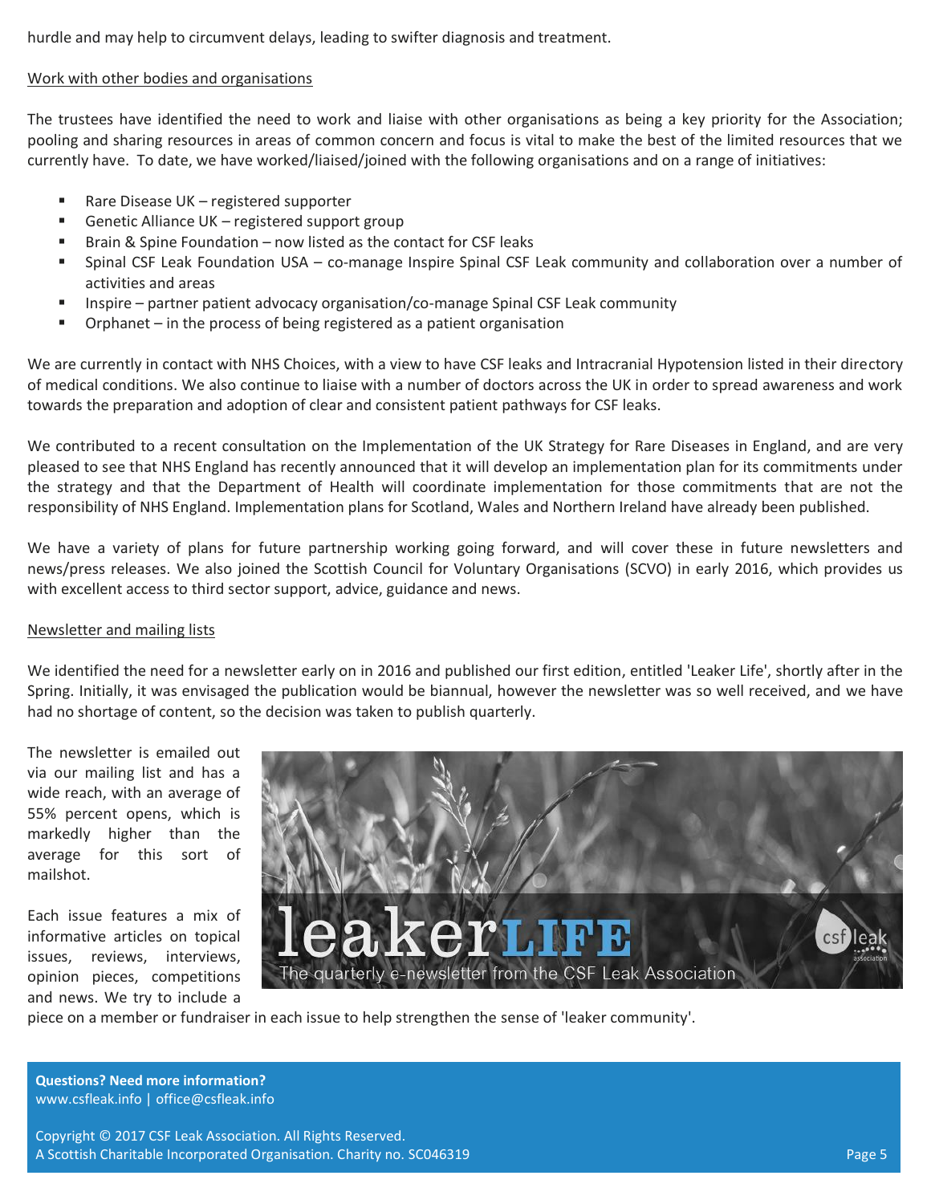hurdle and may help to circumvent delays, leading to swifter diagnosis and treatment.

Work with other bodies and organisations

The trustees have identified the need to work and liaise with other organisations as being a key priority for the Association; pooling and sharing resources in areas of common concern and focus is vital to make the best of the limited resources that we currently have. To date, we have worked/liaised/joined with the following organisations and on a range of initiatives:

- Rare Disease UK – registered supporter
- Genetic Alliance UK – registered support group
- Brain & Spine Foundation – now listed as the contact for CSF leaks
- Spinal CSF Leak Foundation USA – co-manage Inspire Spinal CSF Leak community and collaboration over a number of activities and areas
- Inspire – partner patient advocacy organisation/co-manage Spinal CSF Leak community
- Orphanet – in the process of being registered as a patient organisation

We are currently in contact with NHS Choices, with a view to have CSF leaks and Intracranial Hypotension listed in their directory of medical conditions. We also continue to liaise with a number of doctors across the UK in order to spread awareness and work towards the preparation and adoption of clear and consistent patient pathways for CSF leaks.

We contributed to a recent consultation on the Implementation of the UK Strategy for Rare Diseases in England, and are very pleased to see that NHS England has recently announced that it will develop an implementation plan for its commitments under the strategy and that the Department of Health will coordinate implementation for those commitments that are not the responsibility of NHS England. Implementation plans for Scotland, Wales and Northern Ireland have already been published.

We have a variety of plans for future partnership working going forward, and will cover these in future newsletters and news/press releases. We also joined the Scottish Council for Voluntary Organisations (SCVO) in early 2016, which provides us with excellent access to third sector support, advice, guidance and news.

Newsletter and mailing lists

We identified the need for a newsletter early on in 2016 and published our first edition, entitled 'Leaker Life', shortly after in the Spring. Initially, it was envisaged the publication would be biannual, however the newsletter was so well received, and we have had no shortage of content, so the decision was taken to publish quarterly.

The newsletter is emailed out via our mailing list and has a wide reach, with an average of 55% percent opens, which is markedly higher than the average for this sort of mailshot.

leakerLIFE
The quarterly e-newsletter from the CSF Leak Association

Each issue features a mix of informative articles on topical issues, reviews, interviews, opinion pieces, competitions and news. We try to include a piece on a member or fundraiser in each issue to help strengthen the sense of 'leaker community'.

**Questions? Need more information?**
www.csfleak.info | office@csfleak.info

Copyright © 2017 CSF Leak Association. All Rights Reserved.
A Scottish Charitable Incorporated Organisation. Charity no. SC046319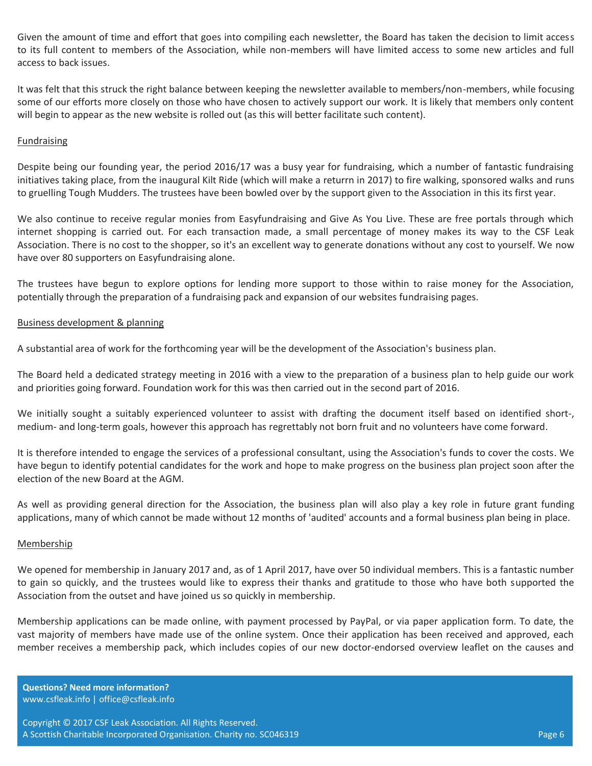Given the amount of time and effort that goes into compiling each newsletter, the Board has taken the decision to limit access to its full content to members of the Association, while non-members will have limited access to some new articles and full access to back issues.

It was felt that this struck the right balance between keeping the newsletter available to members/non-members, while focusing some of our efforts more closely on those who have chosen to actively support our work. It is likely that members only content will begin to appear as the new website is rolled out (as this will better facilitate such content).

## Fundraising

Despite being our founding year, the period 2016/17 was a busy year for fundraising, which a number of fantastic fundraising initiatives taking place, from the inaugural Kilt Ride (which will make a returrn in 2017) to fire walking, sponsored walks and runs to gruelling Tough Mudders. The trustees have been bowled over by the support given to the Association in this its first year.

We also continue to receive regular monies from Easyfundraising and Give As You Live. These are free portals through which internet shopping is carried out. For each transaction made, a small percentage of money makes its way to the CSF Leak Association. There is no cost to the shopper, so it's an excellent way to generate donations without any cost to yourself. We now have over 80 supporters on Easyfundraising alone.

The trustees have begun to explore options for lending more support to those within to raise money for the Association, potentially through the preparation of a fundraising pack and expansion of our websites fundraising pages.

## Business development & planning

A substantial area of work for the forthcoming year will be the development of the Association's business plan.

The Board held a dedicated strategy meeting in 2016 with a view to the preparation of a business plan to help guide our work and priorities going forward. Foundation work for this was then carried out in the second part of 2016.

We initially sought a suitably experienced volunteer to assist with drafting the document itself based on identified short-, medium- and long-term goals, however this approach has regrettably not born fruit and no volunteers have come forward.

It is therefore intended to engage the services of a professional consultant, using the Association's funds to cover the costs. We have begun to identify potential candidates for the work and hope to make progress on the business plan project soon after the election of the new Board at the AGM.

As well as providing general direction for the Association, the business plan will also play a key role in future grant funding applications, many of which cannot be made without 12 months of 'audited' accounts and a formal business plan being in place.

## Membership

We opened for membership in January 2017 and, as of 1 April 2017, have over 50 individual members. This is a fantastic number to gain so quickly, and the trustees would like to express their thanks and gratitude to those who have both supported the Association from the outset and have joined us so quickly in membership.

Membership applications can be made online, with payment processed by PayPal, or via paper application form. To date, the vast majority of members have made use of the online system. Once their application has been received and approved, each member receives a membership pack, which includes copies of our new doctor-endorsed overview leaflet on the causes and

**Questions? Need more information?**
www.csfleak.info | office@csfleak.info

Copyright © 2017 CSF Leak Association. All Rights Reserved.
A Scottish Charitable Incorporated Organisation. Charity no. SC046319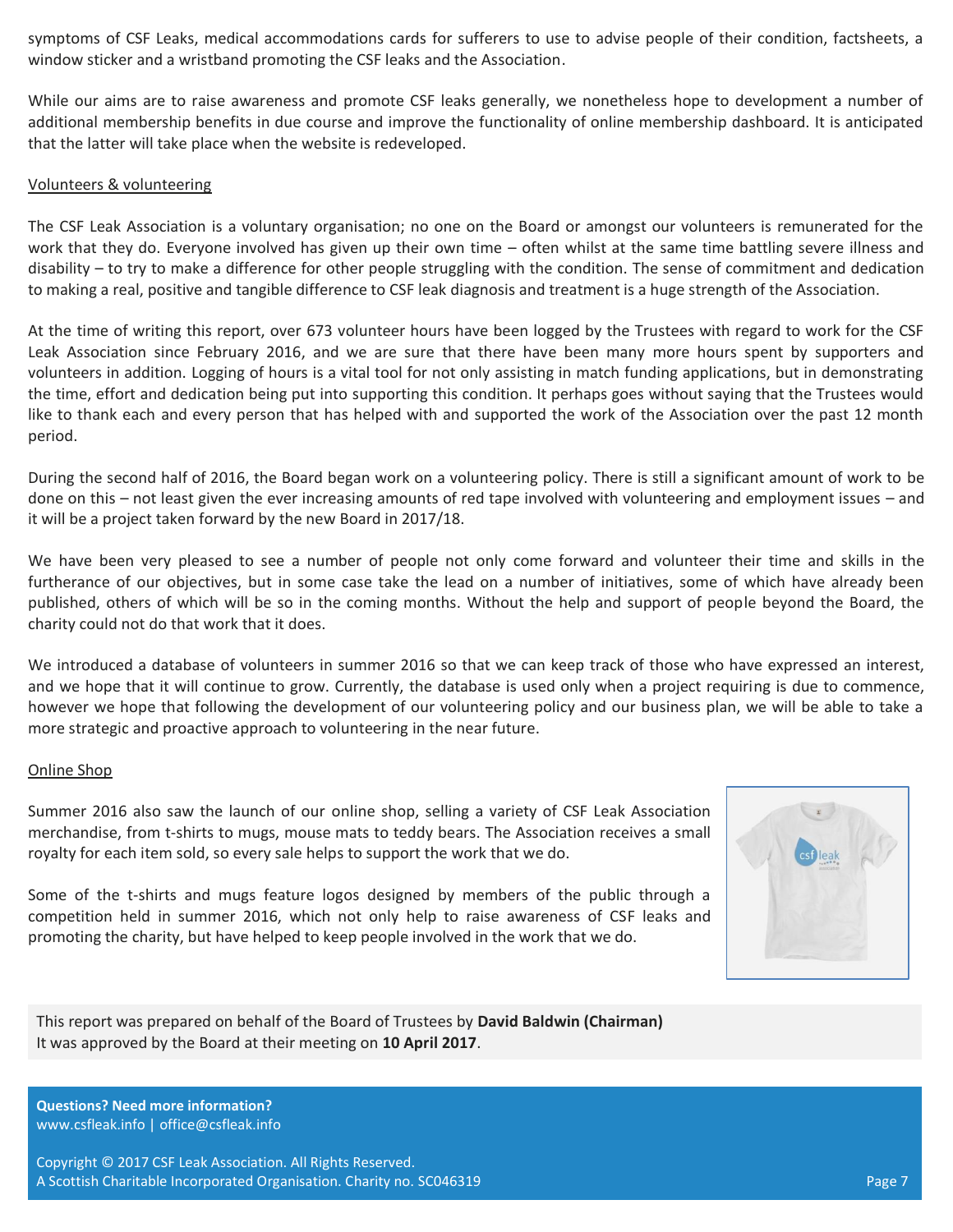symptoms of CSF Leaks, medical accommodations cards for sufferers to use to advise people of their condition, factsheets, a window sticker and a wristband promoting the CSF leaks and the Association.

While our aims are to raise awareness and promote CSF leaks generally, we nonetheless hope to development a number of additional membership benefits in due course and improve the functionality of online membership dashboard. It is anticipated that the latter will take place when the website is redeveloped.

## Volunteers & volunteering

The CSF Leak Association is a voluntary organisation; no one on the Board or amongst our volunteers is remunerated for the work that they do. Everyone involved has given up their own time – often whilst at the same time battling severe illness and disability – to try to make a difference for other people struggling with the condition. The sense of commitment and dedication to making a real, positive and tangible difference to CSF leak diagnosis and treatment is a huge strength of the Association.

At the time of writing this report, over 673 volunteer hours have been logged by the Trustees with regard to work for the CSF Leak Association since February 2016, and we are sure that there have been many more hours spent by supporters and volunteers in addition. Logging of hours is a vital tool for not only assisting in match funding applications, but in demonstrating the time, effort and dedication being put into supporting this condition. It perhaps goes without saying that the Trustees would like to thank each and every person that has helped with and supported the work of the Association over the past 12 month period.

During the second half of 2016, the Board began work on a volunteering policy. There is still a significant amount of work to be done on this – not least given the ever increasing amounts of red tape involved with volunteering and employment issues – and it will be a project taken forward by the new Board in 2017/18.

We have been very pleased to see a number of people not only come forward and volunteer their time and skills in the furtherance of our objectives, but in some case take the lead on a number of initiatives, some of which have already been published, others of which will be so in the coming months. Without the help and support of people beyond the Board, the charity could not do that work that it does.

We introduced a database of volunteers in summer 2016 so that we can keep track of those who have expressed an interest, and we hope that it will continue to grow. Currently, the database is used only when a project requiring is due to commence, however we hope that following the development of our volunteering policy and our business plan, we will be able to take a more strategic and proactive approach to volunteering in the near future.

## Online Shop

Summer 2016 also saw the launch of our online shop, selling a variety of CSF Leak Association merchandise, from t-shirts to mugs, mouse mats to teddy bears. The Association receives a small royalty for each item sold, so every sale helps to support the work that we do.

Some of the t-shirts and mugs feature logos designed by members of the public through a competition held in summer 2016, which not only help to raise awareness of CSF leaks and promoting the charity, but have helped to keep people involved in the work that we do.

This report was prepared on behalf of the Board of Trustees by **David Baldwin (Chairman)**
It was approved by the Board at their meeting on **10 April 2017**.

**Questions? Need more information?**
www.csfleak.info | office@csfleak.info

Copyright © 2017 CSF Leak Association. All Rights Reserved.
A Scottish Charitable Incorporated Organisation. Charity no. SC046319